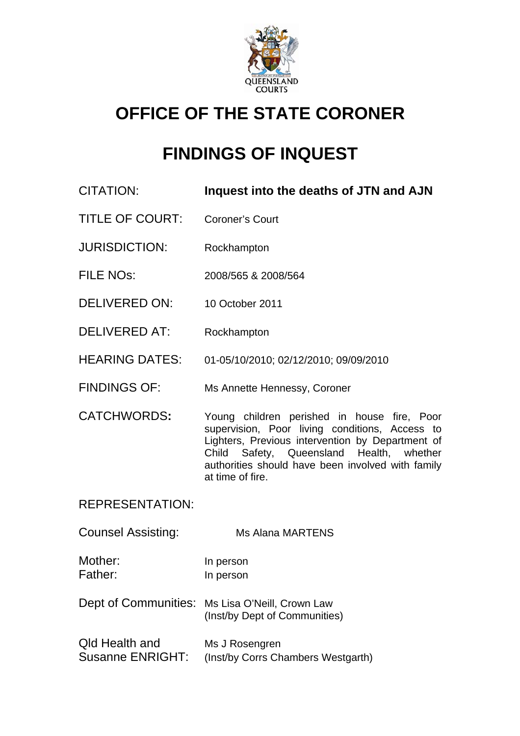QUEENSLAND COURTS

# OFFICE OF THE STATE CORONER

# FINDINGS OF INQUEST

| | |
|---|---|
| CITATION: | **Inquest into the deaths of JTN and AJN** |
| TITLE OF COURT: | Coroner's Court |
| JURISDICTION: | Rockhampton |
| FILE NOs: | 2008/565 & 2008/564 |
| DELIVERED ON: | 10 October 2011 |
| DELIVERED AT: | Rockhampton |
| HEARING DATES: | 01-05/10/2010; 02/12/2010; 09/09/2010 |
| FINDINGS OF: | Ms Annette Hennessy, Coroner |
| CATCHWORDS**:** | Young children perished in house fire, Poor supervision, Poor living conditions, Access to Lighters, Previous intervention by Department of Child Safety, Queensland Health, whether authorities should have been involved with family at time of fire. |

REPRESENTATION:

| | |
|---|---|
| Counsel Assisting: | Ms Alana MARTENS |
| Mother:<br>Father: | In person<br>In person |
| Dept of Communities: | Ms Lisa O'Neill, Crown Law<br>(Inst/by Dept of Communities) |
| Qld Health and Susanne ENRIGHT: | Ms J Rosengren<br>(Inst/by Corrs Chambers Westgarth) |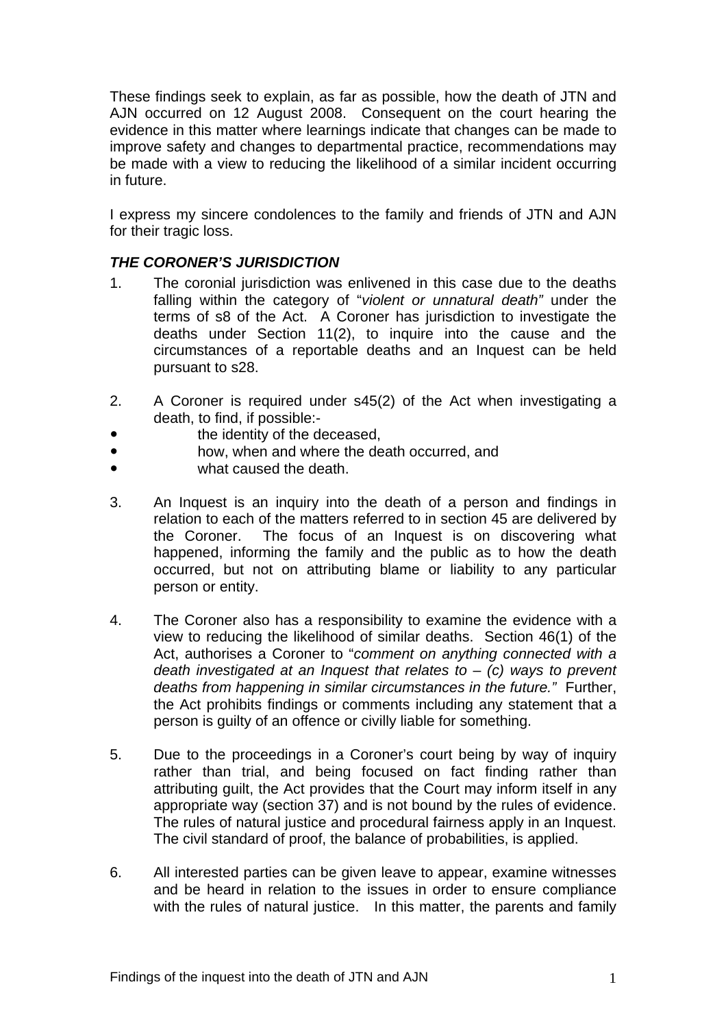These findings seek to explain, as far as possible, how the death of JTN and AJN occurred on 12 August 2008. Consequent on the court hearing the evidence in this matter where learnings indicate that changes can be made to improve safety and changes to departmental practice, recommendations may be made with a view to reducing the likelihood of a similar incident occurring in future.

I express my sincere condolences to the family and friends of JTN and AJN for their tragic loss.

### *THE CORONER'S JURISDICTION*

1. The coronial jurisdiction was enlivened in this case due to the deaths falling within the category of "*violent or unnatural death"* under the terms of s8 of the Act. A Coroner has jurisdiction to investigate the deaths under Section 11(2), to inquire into the cause and the circumstances of a reportable deaths and an Inquest can be held pursuant to s28.

2. A Coroner is required under s45(2) of the Act when investigating a death, to find, if possible:-
   - the identity of the deceased,
   - how, when and where the death occurred, and
   - what caused the death.

3. An Inquest is an inquiry into the death of a person and findings in relation to each of the matters referred to in section 45 are delivered by the Coroner. The focus of an Inquest is on discovering what happened, informing the family and the public as to how the death occurred, but not on attributing blame or liability to any particular person or entity.

4. The Coroner also has a responsibility to examine the evidence with a view to reducing the likelihood of similar deaths. Section 46(1) of the Act, authorises a Coroner to "*comment on anything connected with a death investigated at an Inquest that relates to – (c) ways to prevent deaths from happening in similar circumstances in the future."* Further, the Act prohibits findings or comments including any statement that a person is guilty of an offence or civilly liable for something.

5. Due to the proceedings in a Coroner's court being by way of inquiry rather than trial, and being focused on fact finding rather than attributing guilt, the Act provides that the Court may inform itself in any appropriate way (section 37) and is not bound by the rules of evidence. The rules of natural justice and procedural fairness apply in an Inquest. The civil standard of proof, the balance of probabilities, is applied.

6. All interested parties can be given leave to appear, examine witnesses and be heard in relation to the issues in order to ensure compliance with the rules of natural justice. In this matter, the parents and family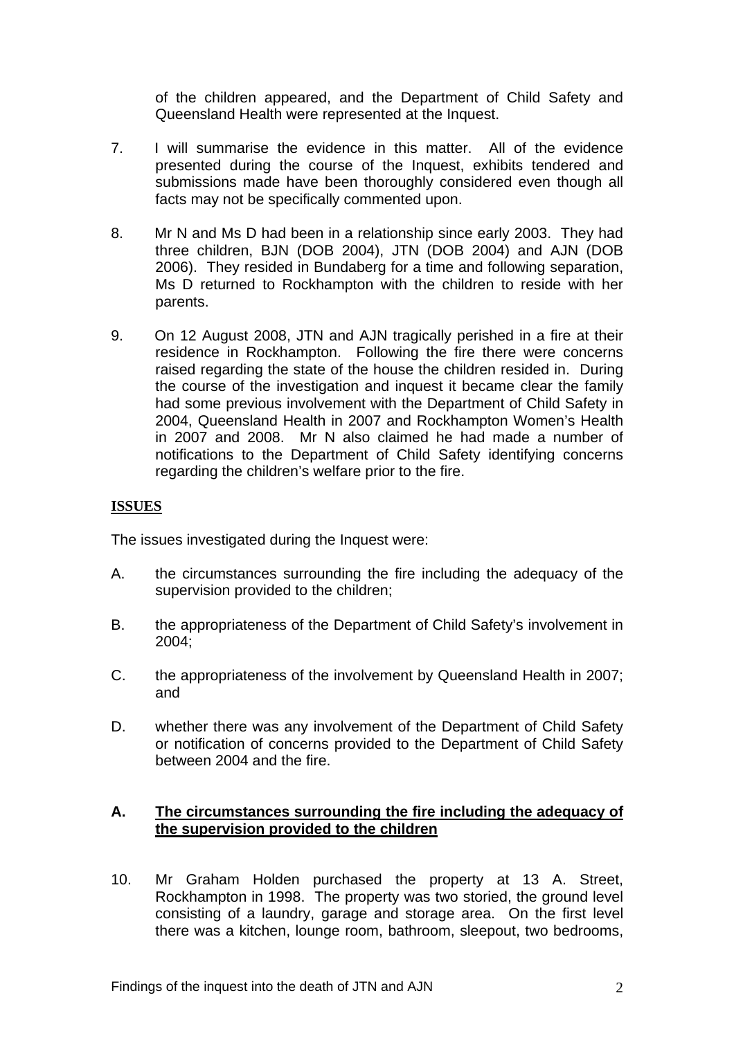of the children appeared, and the Department of Child Safety and Queensland Health were represented at the Inquest.

7. I will summarise the evidence in this matter. All of the evidence presented during the course of the Inquest, exhibits tendered and submissions made have been thoroughly considered even though all facts may not be specifically commented upon.

8. Mr N and Ms D had been in a relationship since early 2003. They had three children, BJN (DOB 2004), JTN (DOB 2004) and AJN (DOB 2006). They resided in Bundaberg for a time and following separation, Ms D returned to Rockhampton with the children to reside with her parents.

9. On 12 August 2008, JTN and AJN tragically perished in a fire at their residence in Rockhampton. Following the fire there were concerns raised regarding the state of the house the children resided in. During the course of the investigation and inquest it became clear the family had some previous involvement with the Department of Child Safety in 2004, Queensland Health in 2007 and Rockhampton Women's Health in 2007 and 2008. Mr N also claimed he had made a number of notifications to the Department of Child Safety identifying concerns regarding the children's welfare prior to the fire.

## ISSUES

The issues investigated during the Inquest were:

A. the circumstances surrounding the fire including the adequacy of the supervision provided to the children;

B. the appropriateness of the Department of Child Safety's involvement in 2004;

C. the appropriateness of the involvement by Queensland Health in 2007; and

D. whether there was any involvement of the Department of Child Safety or notification of concerns provided to the Department of Child Safety between 2004 and the fire.

### A. The circumstances surrounding the fire including the adequacy of the supervision provided to the children

10. Mr Graham Holden purchased the property at 13 A. Street, Rockhampton in 1998. The property was two storied, the ground level consisting of a laundry, garage and storage area. On the first level there was a kitchen, lounge room, bathroom, sleepout, two bedrooms,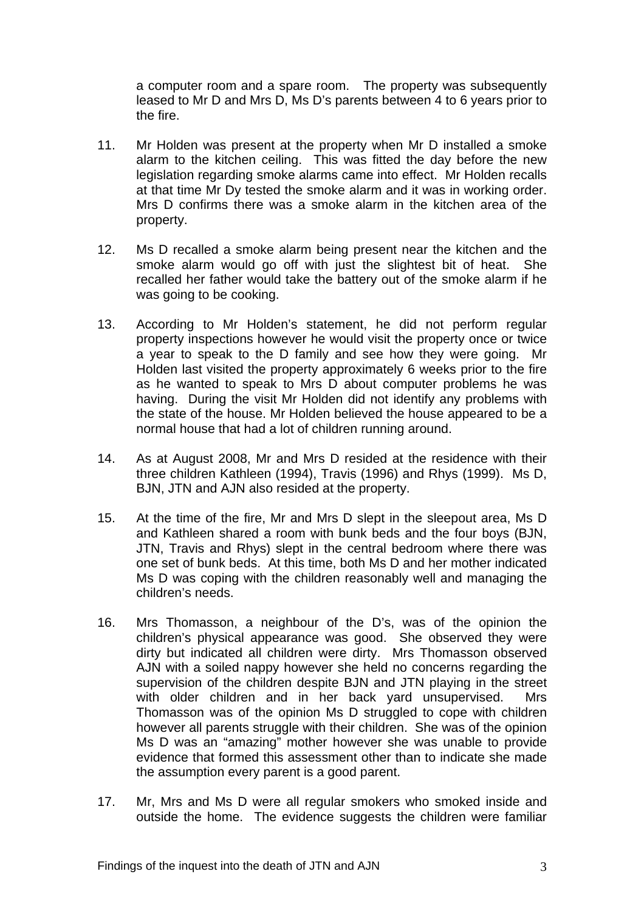a computer room and a spare room. The property was subsequently leased to Mr D and Mrs D, Ms D's parents between 4 to 6 years prior to the fire.

11. Mr Holden was present at the property when Mr D installed a smoke alarm to the kitchen ceiling. This was fitted the day before the new legislation regarding smoke alarms came into effect. Mr Holden recalls at that time Mr Dy tested the smoke alarm and it was in working order. Mrs D confirms there was a smoke alarm in the kitchen area of the property.

12. Ms D recalled a smoke alarm being present near the kitchen and the smoke alarm would go off with just the slightest bit of heat. She recalled her father would take the battery out of the smoke alarm if he was going to be cooking.

13. According to Mr Holden's statement, he did not perform regular property inspections however he would visit the property once or twice a year to speak to the D family and see how they were going. Mr Holden last visited the property approximately 6 weeks prior to the fire as he wanted to speak to Mrs D about computer problems he was having. During the visit Mr Holden did not identify any problems with the state of the house. Mr Holden believed the house appeared to be a normal house that had a lot of children running around.

14. As at August 2008, Mr and Mrs D resided at the residence with their three children Kathleen (1994), Travis (1996) and Rhys (1999). Ms D, BJN, JTN and AJN also resided at the property.

15. At the time of the fire, Mr and Mrs D slept in the sleepout area, Ms D and Kathleen shared a room with bunk beds and the four boys (BJN, JTN, Travis and Rhys) slept in the central bedroom where there was one set of bunk beds. At this time, both Ms D and her mother indicated Ms D was coping with the children reasonably well and managing the children's needs.

16. Mrs Thomasson, a neighbour of the D's, was of the opinion the children's physical appearance was good. She observed they were dirty but indicated all children were dirty. Mrs Thomasson observed AJN with a soiled nappy however she held no concerns regarding the supervision of the children despite BJN and JTN playing in the street with older children and in her back yard unsupervised. Mrs Thomasson was of the opinion Ms D struggled to cope with children however all parents struggle with their children. She was of the opinion Ms D was an "amazing" mother however she was unable to provide evidence that formed this assessment other than to indicate she made the assumption every parent is a good parent.

17. Mr, Mrs and Ms D were all regular smokers who smoked inside and outside the home. The evidence suggests the children were familiar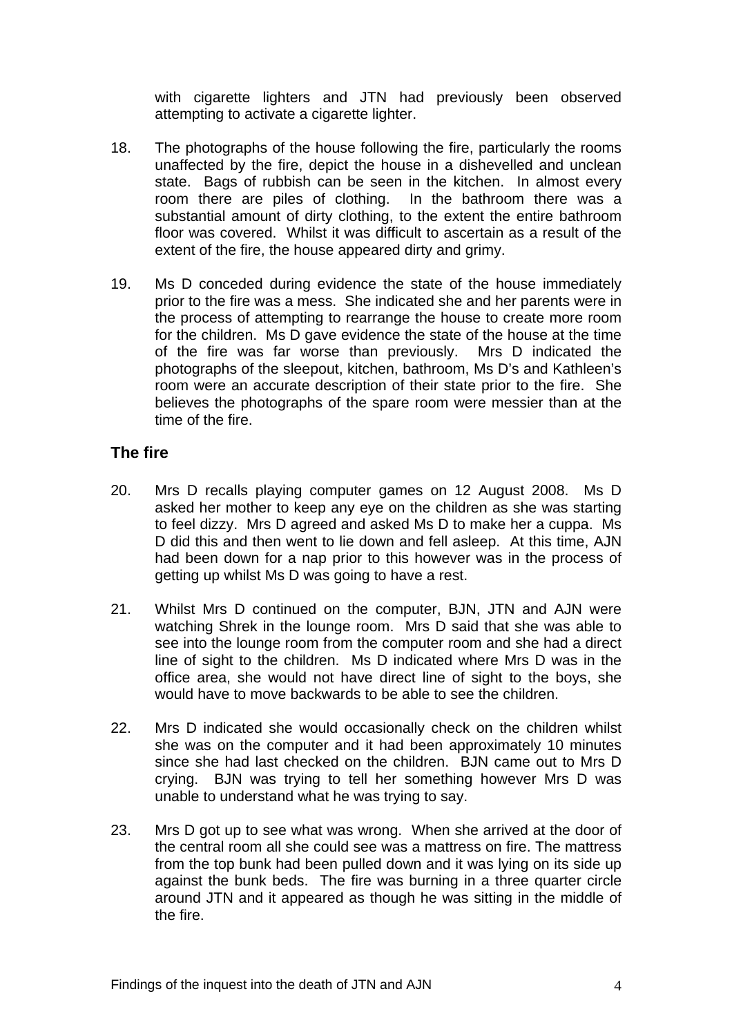with cigarette lighters and JTN had previously been observed attempting to activate a cigarette lighter.

18. The photographs of the house following the fire, particularly the rooms unaffected by the fire, depict the house in a dishevelled and unclean state. Bags of rubbish can be seen in the kitchen. In almost every room there are piles of clothing. In the bathroom there was a substantial amount of dirty clothing, to the extent the entire bathroom floor was covered. Whilst it was difficult to ascertain as a result of the extent of the fire, the house appeared dirty and grimy.

19. Ms D conceded during evidence the state of the house immediately prior to the fire was a mess. She indicated she and her parents were in the process of attempting to rearrange the house to create more room for the children. Ms D gave evidence the state of the house at the time of the fire was far worse than previously. Mrs D indicated the photographs of the sleepout, kitchen, bathroom, Ms D's and Kathleen's room were an accurate description of their state prior to the fire. She believes the photographs of the spare room were messier than at the time of the fire.

## The fire

20. Mrs D recalls playing computer games on 12 August 2008. Ms D asked her mother to keep any eye on the children as she was starting to feel dizzy. Mrs D agreed and asked Ms D to make her a cuppa. Ms D did this and then went to lie down and fell asleep. At this time, AJN had been down for a nap prior to this however was in the process of getting up whilst Ms D was going to have a rest.

21. Whilst Mrs D continued on the computer, BJN, JTN and AJN were watching Shrek in the lounge room. Mrs D said that she was able to see into the lounge room from the computer room and she had a direct line of sight to the children. Ms D indicated where Mrs D was in the office area, she would not have direct line of sight to the boys, she would have to move backwards to be able to see the children.

22. Mrs D indicated she would occasionally check on the children whilst she was on the computer and it had been approximately 10 minutes since she had last checked on the children. BJN came out to Mrs D crying. BJN was trying to tell her something however Mrs D was unable to understand what he was trying to say.

23. Mrs D got up to see what was wrong. When she arrived at the door of the central room all she could see was a mattress on fire. The mattress from the top bunk had been pulled down and it was lying on its side up against the bunk beds. The fire was burning in a three quarter circle around JTN and it appeared as though he was sitting in the middle of the fire.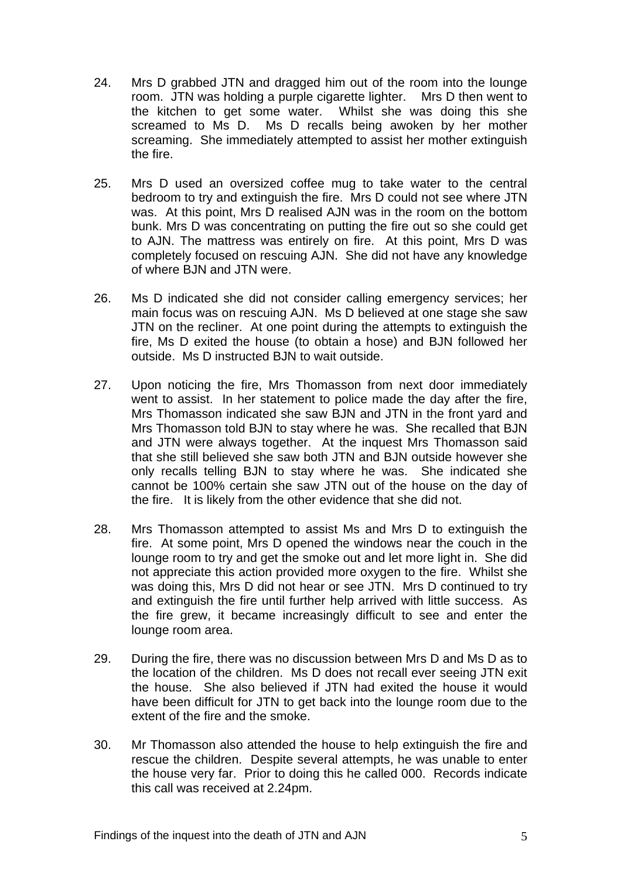24. Mrs D grabbed JTN and dragged him out of the room into the lounge room. JTN was holding a purple cigarette lighter. Mrs D then went to the kitchen to get some water. Whilst she was doing this she screamed to Ms D. Ms D recalls being awoken by her mother screaming. She immediately attempted to assist her mother extinguish the fire.

25. Mrs D used an oversized coffee mug to take water to the central bedroom to try and extinguish the fire. Mrs D could not see where JTN was. At this point, Mrs D realised AJN was in the room on the bottom bunk. Mrs D was concentrating on putting the fire out so she could get to AJN. The mattress was entirely on fire. At this point, Mrs D was completely focused on rescuing AJN. She did not have any knowledge of where BJN and JTN were.

26. Ms D indicated she did not consider calling emergency services; her main focus was on rescuing AJN. Ms D believed at one stage she saw JTN on the recliner. At one point during the attempts to extinguish the fire, Ms D exited the house (to obtain a hose) and BJN followed her outside. Ms D instructed BJN to wait outside.

27. Upon noticing the fire, Mrs Thomasson from next door immediately went to assist. In her statement to police made the day after the fire, Mrs Thomasson indicated she saw BJN and JTN in the front yard and Mrs Thomasson told BJN to stay where he was. She recalled that BJN and JTN were always together. At the inquest Mrs Thomasson said that she still believed she saw both JTN and BJN outside however she only recalls telling BJN to stay where he was. She indicated she cannot be 100% certain she saw JTN out of the house on the day of the fire. It is likely from the other evidence that she did not.

28. Mrs Thomasson attempted to assist Ms and Mrs D to extinguish the fire. At some point, Mrs D opened the windows near the couch in the lounge room to try and get the smoke out and let more light in. She did not appreciate this action provided more oxygen to the fire. Whilst she was doing this, Mrs D did not hear or see JTN. Mrs D continued to try and extinguish the fire until further help arrived with little success. As the fire grew, it became increasingly difficult to see and enter the lounge room area.

29. During the fire, there was no discussion between Mrs D and Ms D as to the location of the children. Ms D does not recall ever seeing JTN exit the house. She also believed if JTN had exited the house it would have been difficult for JTN to get back into the lounge room due to the extent of the fire and the smoke.

30. Mr Thomasson also attended the house to help extinguish the fire and rescue the children. Despite several attempts, he was unable to enter the house very far. Prior to doing this he called 000. Records indicate this call was received at 2.24pm.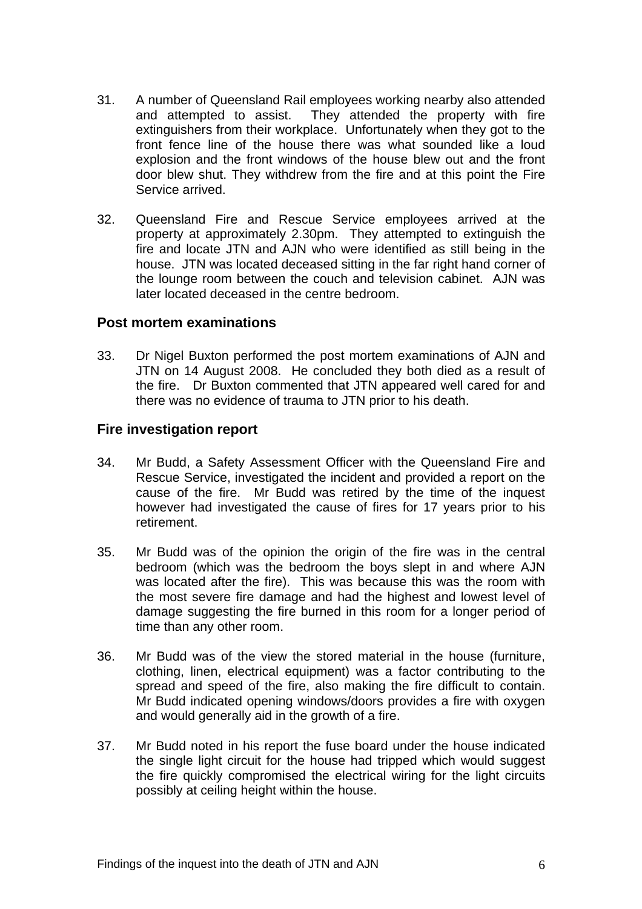31. A number of Queensland Rail employees working nearby also attended and attempted to assist. They attended the property with fire extinguishers from their workplace. Unfortunately when they got to the front fence line of the house there was what sounded like a loud explosion and the front windows of the house blew out and the front door blew shut. They withdrew from the fire and at this point the Fire Service arrived.

32. Queensland Fire and Rescue Service employees arrived at the property at approximately 2.30pm. They attempted to extinguish the fire and locate JTN and AJN who were identified as still being in the house. JTN was located deceased sitting in the far right hand corner of the lounge room between the couch and television cabinet. AJN was later located deceased in the centre bedroom.

## Post mortem examinations

33. Dr Nigel Buxton performed the post mortem examinations of AJN and JTN on 14 August 2008. He concluded they both died as a result of the fire. Dr Buxton commented that JTN appeared well cared for and there was no evidence of trauma to JTN prior to his death.

## Fire investigation report

34. Mr Budd, a Safety Assessment Officer with the Queensland Fire and Rescue Service, investigated the incident and provided a report on the cause of the fire. Mr Budd was retired by the time of the inquest however had investigated the cause of fires for 17 years prior to his retirement.

35. Mr Budd was of the opinion the origin of the fire was in the central bedroom (which was the bedroom the boys slept in and where AJN was located after the fire). This was because this was the room with the most severe fire damage and had the highest and lowest level of damage suggesting the fire burned in this room for a longer period of time than any other room.

36. Mr Budd was of the view the stored material in the house (furniture, clothing, linen, electrical equipment) was a factor contributing to the spread and speed of the fire, also making the fire difficult to contain. Mr Budd indicated opening windows/doors provides a fire with oxygen and would generally aid in the growth of a fire.

37. Mr Budd noted in his report the fuse board under the house indicated the single light circuit for the house had tripped which would suggest the fire quickly compromised the electrical wiring for the light circuits possibly at ceiling height within the house.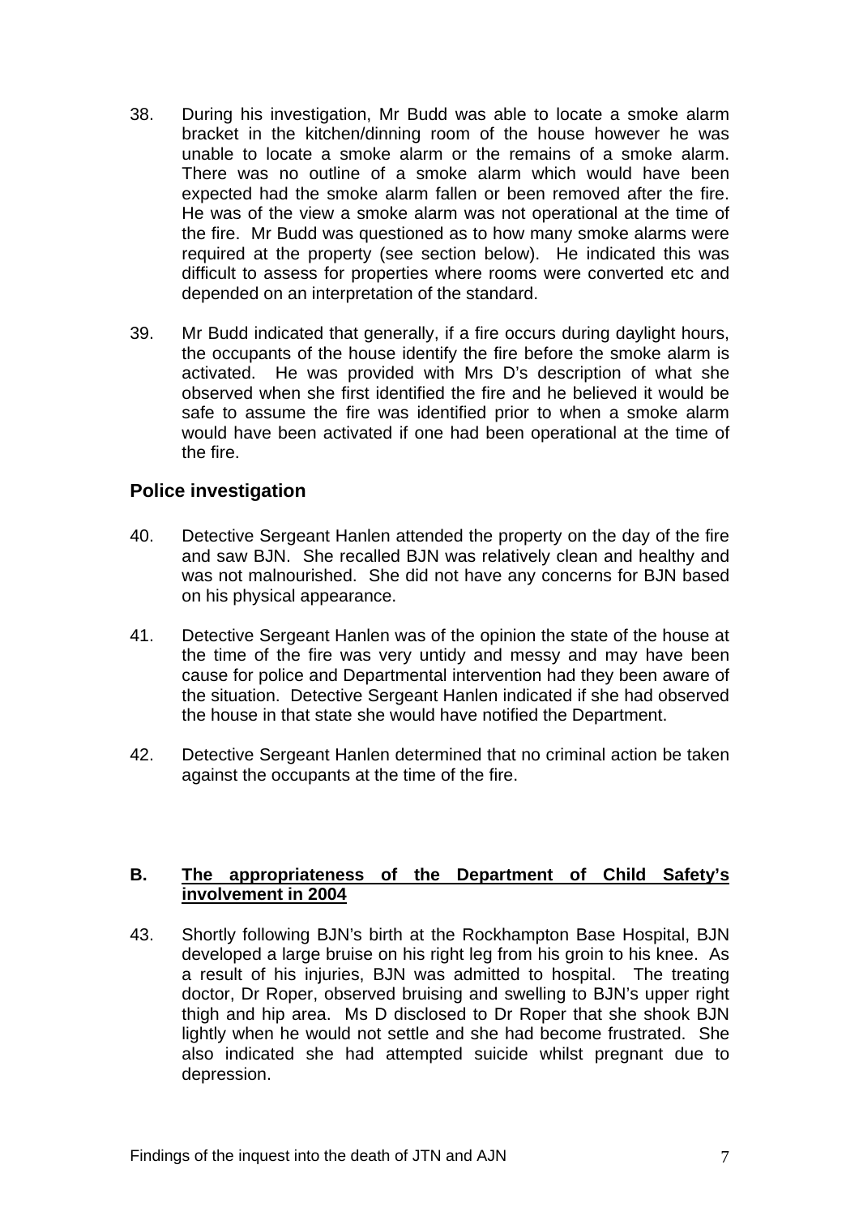38. During his investigation, Mr Budd was able to locate a smoke alarm bracket in the kitchen/dinning room of the house however he was unable to locate a smoke alarm or the remains of a smoke alarm. There was no outline of a smoke alarm which would have been expected had the smoke alarm fallen or been removed after the fire. He was of the view a smoke alarm was not operational at the time of the fire. Mr Budd was questioned as to how many smoke alarms were required at the property (see section below). He indicated this was difficult to assess for properties where rooms were converted etc and depended on an interpretation of the standard.

39. Mr Budd indicated that generally, if a fire occurs during daylight hours, the occupants of the house identify the fire before the smoke alarm is activated. He was provided with Mrs D's description of what she observed when she first identified the fire and he believed it would be safe to assume the fire was identified prior to when a smoke alarm would have been activated if one had been operational at the time of the fire.

### Police investigation

40. Detective Sergeant Hanlen attended the property on the day of the fire and saw BJN. She recalled BJN was relatively clean and healthy and was not malnourished. She did not have any concerns for BJN based on his physical appearance.

41. Detective Sergeant Hanlen was of the opinion the state of the house at the time of the fire was very untidy and messy and may have been cause for police and Departmental intervention had they been aware of the situation. Detective Sergeant Hanlen indicated if she had observed the house in that state she would have notified the Department.

42. Detective Sergeant Hanlen determined that no criminal action be taken against the occupants at the time of the fire.

## B. The appropriateness of the Department of Child Safety's involvement in 2004

43. Shortly following BJN's birth at the Rockhampton Base Hospital, BJN developed a large bruise on his right leg from his groin to his knee. As a result of his injuries, BJN was admitted to hospital. The treating doctor, Dr Roper, observed bruising and swelling to BJN's upper right thigh and hip area. Ms D disclosed to Dr Roper that she shook BJN lightly when he would not settle and she had become frustrated. She also indicated she had attempted suicide whilst pregnant due to depression.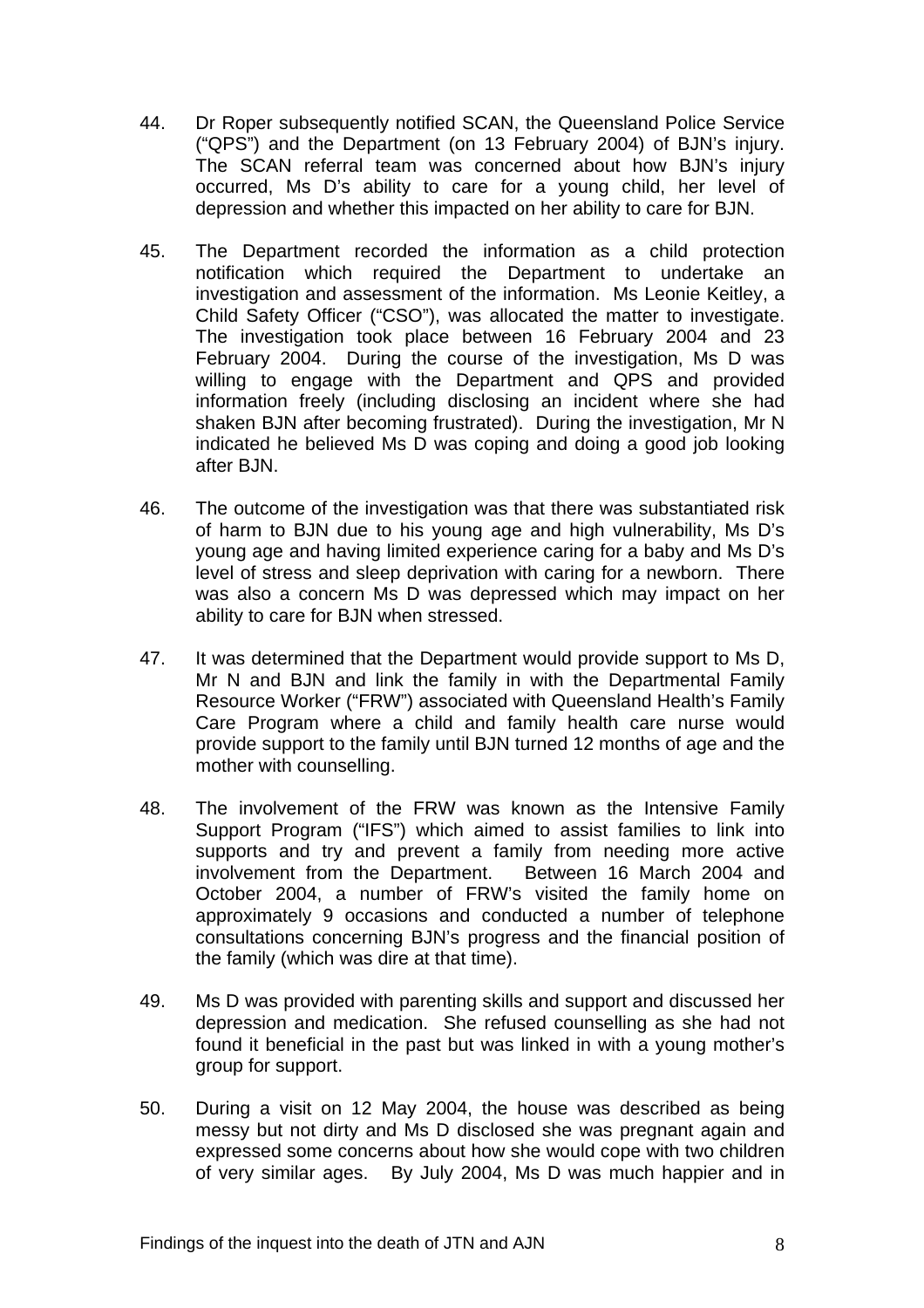44. Dr Roper subsequently notified SCAN, the Queensland Police Service ("QPS") and the Department (on 13 February 2004) of BJN's injury. The SCAN referral team was concerned about how BJN's injury occurred, Ms D's ability to care for a young child, her level of depression and whether this impacted on her ability to care for BJN.

45. The Department recorded the information as a child protection notification which required the Department to undertake an investigation and assessment of the information. Ms Leonie Keitley, a Child Safety Officer ("CSO"), was allocated the matter to investigate. The investigation took place between 16 February 2004 and 23 February 2004. During the course of the investigation, Ms D was willing to engage with the Department and QPS and provided information freely (including disclosing an incident where she had shaken BJN after becoming frustrated). During the investigation, Mr N indicated he believed Ms D was coping and doing a good job looking after BJN.

46. The outcome of the investigation was that there was substantiated risk of harm to BJN due to his young age and high vulnerability, Ms D's young age and having limited experience caring for a baby and Ms D's level of stress and sleep deprivation with caring for a newborn. There was also a concern Ms D was depressed which may impact on her ability to care for BJN when stressed.

47. It was determined that the Department would provide support to Ms D, Mr N and BJN and link the family in with the Departmental Family Resource Worker ("FRW") associated with Queensland Health's Family Care Program where a child and family health care nurse would provide support to the family until BJN turned 12 months of age and the mother with counselling.

48. The involvement of the FRW was known as the Intensive Family Support Program ("IFS") which aimed to assist families to link into supports and try and prevent a family from needing more active involvement from the Department. Between 16 March 2004 and October 2004, a number of FRW's visited the family home on approximately 9 occasions and conducted a number of telephone consultations concerning BJN's progress and the financial position of the family (which was dire at that time).

49. Ms D was provided with parenting skills and support and discussed her depression and medication. She refused counselling as she had not found it beneficial in the past but was linked in with a young mother's group for support.

50. During a visit on 12 May 2004, the house was described as being messy but not dirty and Ms D disclosed she was pregnant again and expressed some concerns about how she would cope with two children of very similar ages. By July 2004, Ms D was much happier and in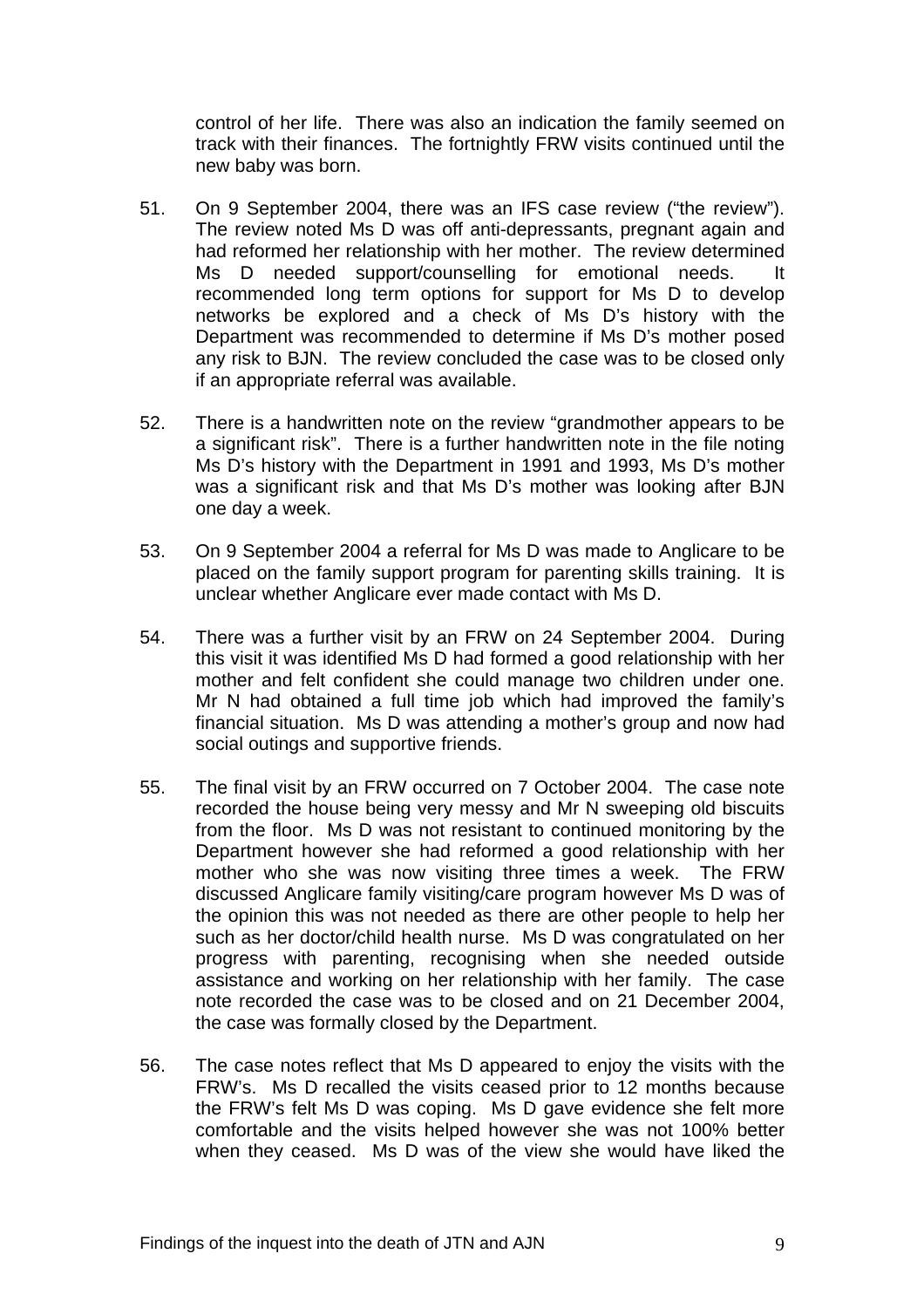control of her life. There was also an indication the family seemed on track with their finances. The fortnightly FRW visits continued until the new baby was born.

51. On 9 September 2004, there was an IFS case review ("the review"). The review noted Ms D was off anti-depressants, pregnant again and had reformed her relationship with her mother. The review determined Ms D needed support/counselling for emotional needs. It recommended long term options for support for Ms D to develop networks be explored and a check of Ms D's history with the Department was recommended to determine if Ms D's mother posed any risk to BJN. The review concluded the case was to be closed only if an appropriate referral was available.

52. There is a handwritten note on the review "grandmother appears to be a significant risk". There is a further handwritten note in the file noting Ms D's history with the Department in 1991 and 1993, Ms D's mother was a significant risk and that Ms D's mother was looking after BJN one day a week.

53. On 9 September 2004 a referral for Ms D was made to Anglicare to be placed on the family support program for parenting skills training. It is unclear whether Anglicare ever made contact with Ms D.

54. There was a further visit by an FRW on 24 September 2004. During this visit it was identified Ms D had formed a good relationship with her mother and felt confident she could manage two children under one. Mr N had obtained a full time job which had improved the family's financial situation. Ms D was attending a mother's group and now had social outings and supportive friends.

55. The final visit by an FRW occurred on 7 October 2004. The case note recorded the house being very messy and Mr N sweeping old biscuits from the floor. Ms D was not resistant to continued monitoring by the Department however she had reformed a good relationship with her mother who she was now visiting three times a week. The FRW discussed Anglicare family visiting/care program however Ms D was of the opinion this was not needed as there are other people to help her such as her doctor/child health nurse. Ms D was congratulated on her progress with parenting, recognising when she needed outside assistance and working on her relationship with her family. The case note recorded the case was to be closed and on 21 December 2004, the case was formally closed by the Department.

56. The case notes reflect that Ms D appeared to enjoy the visits with the FRW's. Ms D recalled the visits ceased prior to 12 months because the FRW's felt Ms D was coping. Ms D gave evidence she felt more comfortable and the visits helped however she was not 100% better when they ceased. Ms D was of the view she would have liked the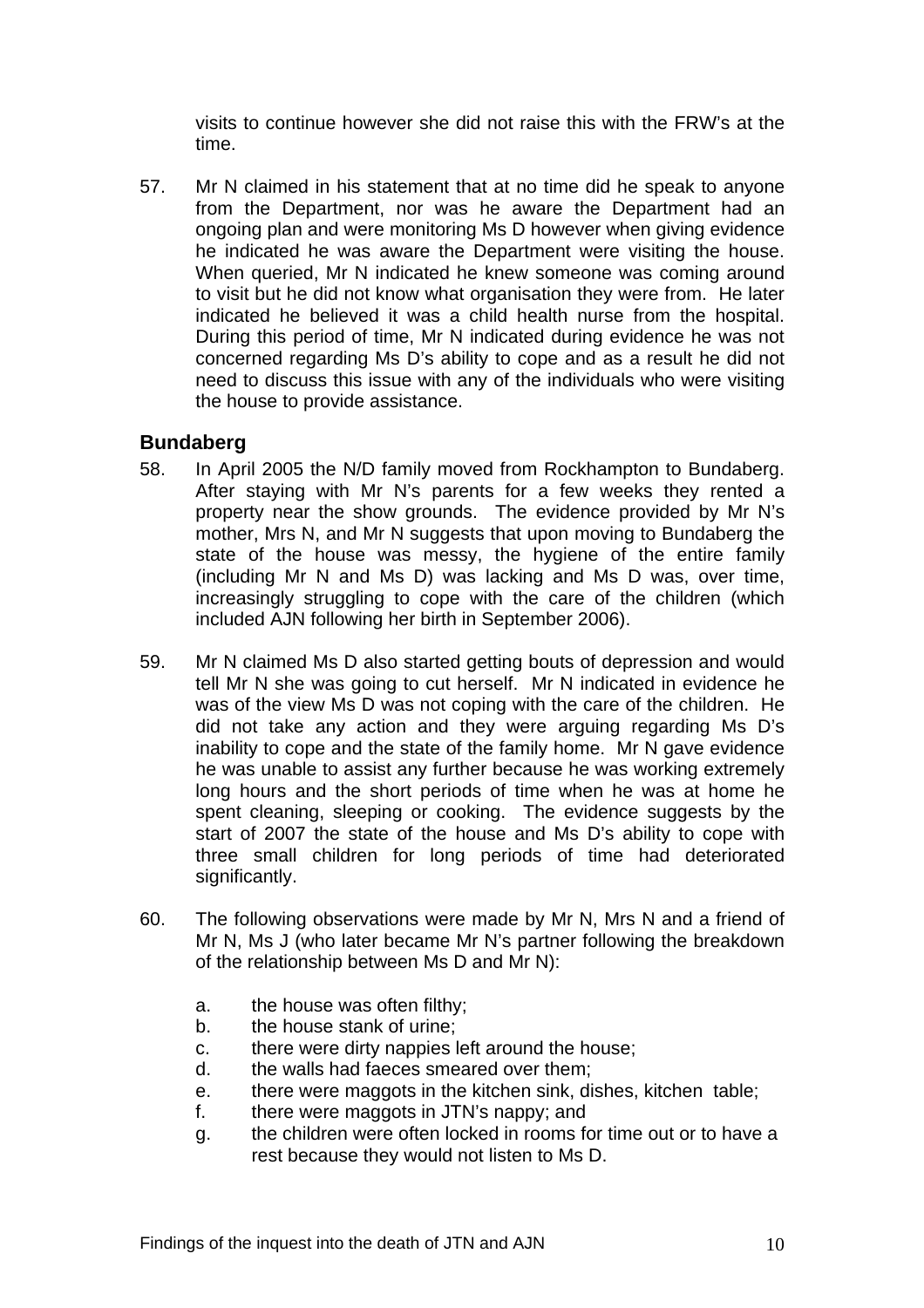visits to continue however she did not raise this with the FRW's at the time.

57. Mr N claimed in his statement that at no time did he speak to anyone from the Department, nor was he aware the Department had an ongoing plan and were monitoring Ms D however when giving evidence he indicated he was aware the Department were visiting the house. When queried, Mr N indicated he knew someone was coming around to visit but he did not know what organisation they were from. He later indicated he believed it was a child health nurse from the hospital. During this period of time, Mr N indicated during evidence he was not concerned regarding Ms D's ability to cope and as a result he did not need to discuss this issue with any of the individuals who were visiting the house to provide assistance.

## Bundaberg

58. In April 2005 the N/D family moved from Rockhampton to Bundaberg. After staying with Mr N's parents for a few weeks they rented a property near the show grounds. The evidence provided by Mr N's mother, Mrs N, and Mr N suggests that upon moving to Bundaberg the state of the house was messy, the hygiene of the entire family (including Mr N and Ms D) was lacking and Ms D was, over time, increasingly struggling to cope with the care of the children (which included AJN following her birth in September 2006).

59. Mr N claimed Ms D also started getting bouts of depression and would tell Mr N she was going to cut herself. Mr N indicated in evidence he was of the view Ms D was not coping with the care of the children. He did not take any action and they were arguing regarding Ms D's inability to cope and the state of the family home. Mr N gave evidence he was unable to assist any further because he was working extremely long hours and the short periods of time when he was at home he spent cleaning, sleeping or cooking. The evidence suggests by the start of 2007 the state of the house and Ms D's ability to cope with three small children for long periods of time had deteriorated significantly.

60. The following observations were made by Mr N, Mrs N and a friend of Mr N, Ms J (who later became Mr N's partner following the breakdown of the relationship between Ms D and Mr N):

    a. the house was often filthy;
    b. the house stank of urine;
    c. there were dirty nappies left around the house;
    d. the walls had faeces smeared over them;
    e. there were maggots in the kitchen sink, dishes, kitchen table;
    f. there were maggots in JTN's nappy; and
    g. the children were often locked in rooms for time out or to have a rest because they would not listen to Ms D.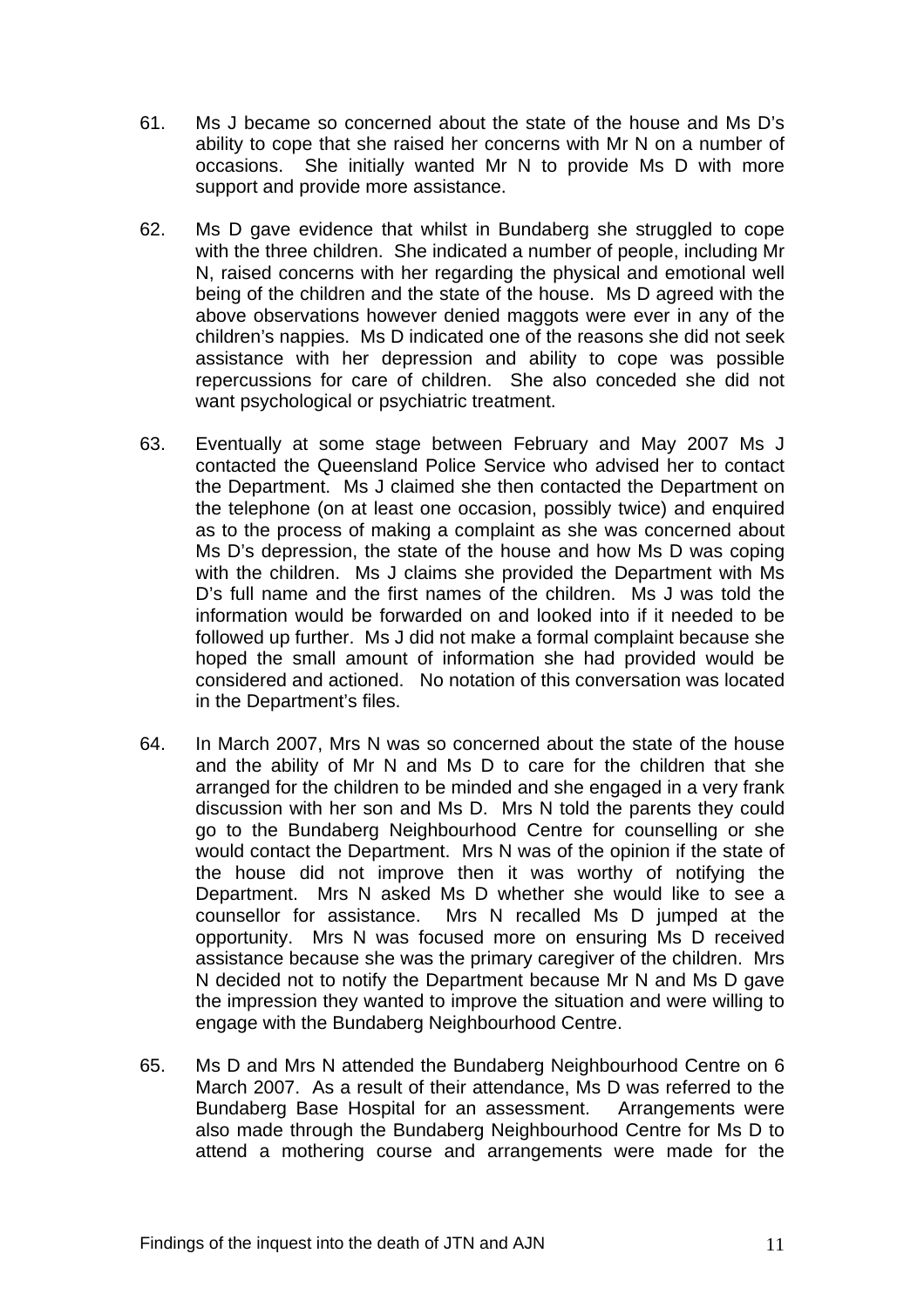61. Ms J became so concerned about the state of the house and Ms D's ability to cope that she raised her concerns with Mr N on a number of occasions. She initially wanted Mr N to provide Ms D with more support and provide more assistance.

62. Ms D gave evidence that whilst in Bundaberg she struggled to cope with the three children. She indicated a number of people, including Mr N, raised concerns with her regarding the physical and emotional well being of the children and the state of the house. Ms D agreed with the above observations however denied maggots were ever in any of the children's nappies. Ms D indicated one of the reasons she did not seek assistance with her depression and ability to cope was possible repercussions for care of children. She also conceded she did not want psychological or psychiatric treatment.

63. Eventually at some stage between February and May 2007 Ms J contacted the Queensland Police Service who advised her to contact the Department. Ms J claimed she then contacted the Department on the telephone (on at least one occasion, possibly twice) and enquired as to the process of making a complaint as she was concerned about Ms D's depression, the state of the house and how Ms D was coping with the children. Ms J claims she provided the Department with Ms D's full name and the first names of the children. Ms J was told the information would be forwarded on and looked into if it needed to be followed up further. Ms J did not make a formal complaint because she hoped the small amount of information she had provided would be considered and actioned. No notation of this conversation was located in the Department's files.

64. In March 2007, Mrs N was so concerned about the state of the house and the ability of Mr N and Ms D to care for the children that she arranged for the children to be minded and she engaged in a very frank discussion with her son and Ms D. Mrs N told the parents they could go to the Bundaberg Neighbourhood Centre for counselling or she would contact the Department. Mrs N was of the opinion if the state of the house did not improve then it was worthy of notifying the Department. Mrs N asked Ms D whether she would like to see a counsellor for assistance. Mrs N recalled Ms D jumped at the opportunity. Mrs N was focused more on ensuring Ms D received assistance because she was the primary caregiver of the children. Mrs N decided not to notify the Department because Mr N and Ms D gave the impression they wanted to improve the situation and were willing to engage with the Bundaberg Neighbourhood Centre.

65. Ms D and Mrs N attended the Bundaberg Neighbourhood Centre on 6 March 2007. As a result of their attendance, Ms D was referred to the Bundaberg Base Hospital for an assessment. Arrangements were also made through the Bundaberg Neighbourhood Centre for Ms D to attend a mothering course and arrangements were made for the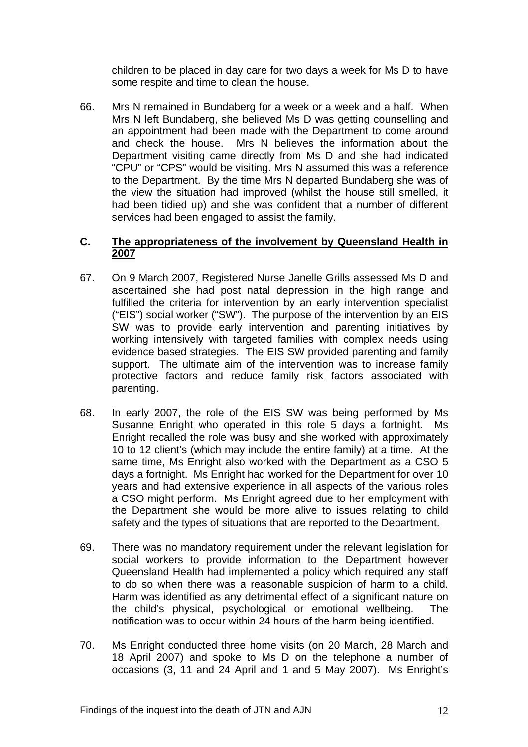children to be placed in day care for two days a week for Ms D to have some respite and time to clean the house.

66. Mrs N remained in Bundaberg for a week or a week and a half. When Mrs N left Bundaberg, she believed Ms D was getting counselling and an appointment had been made with the Department to come around and check the house. Mrs N believes the information about the Department visiting came directly from Ms D and she had indicated "CPU" or "CPS" would be visiting. Mrs N assumed this was a reference to the Department. By the time Mrs N departed Bundaberg she was of the view the situation had improved (whilst the house still smelled, it had been tidied up) and she was confident that a number of different services had been engaged to assist the family.

## C. The appropriateness of the involvement by Queensland Health in 2007

67. On 9 March 2007, Registered Nurse Janelle Grills assessed Ms D and ascertained she had post natal depression in the high range and fulfilled the criteria for intervention by an early intervention specialist ("EIS") social worker ("SW"). The purpose of the intervention by an EIS SW was to provide early intervention and parenting initiatives by working intensively with targeted families with complex needs using evidence based strategies. The EIS SW provided parenting and family support. The ultimate aim of the intervention was to increase family protective factors and reduce family risk factors associated with parenting.

68. In early 2007, the role of the EIS SW was being performed by Ms Susanne Enright who operated in this role 5 days a fortnight. Ms Enright recalled the role was busy and she worked with approximately 10 to 12 client's (which may include the entire family) at a time. At the same time, Ms Enright also worked with the Department as a CSO 5 days a fortnight. Ms Enright had worked for the Department for over 10 years and had extensive experience in all aspects of the various roles a CSO might perform. Ms Enright agreed due to her employment with the Department she would be more alive to issues relating to child safety and the types of situations that are reported to the Department.

69. There was no mandatory requirement under the relevant legislation for social workers to provide information to the Department however Queensland Health had implemented a policy which required any staff to do so when there was a reasonable suspicion of harm to a child. Harm was identified as any detrimental effect of a significant nature on the child's physical, psychological or emotional wellbeing. The notification was to occur within 24 hours of the harm being identified.

70. Ms Enright conducted three home visits (on 20 March, 28 March and 18 April 2007) and spoke to Ms D on the telephone a number of occasions (3, 11 and 24 April and 1 and 5 May 2007). Ms Enright's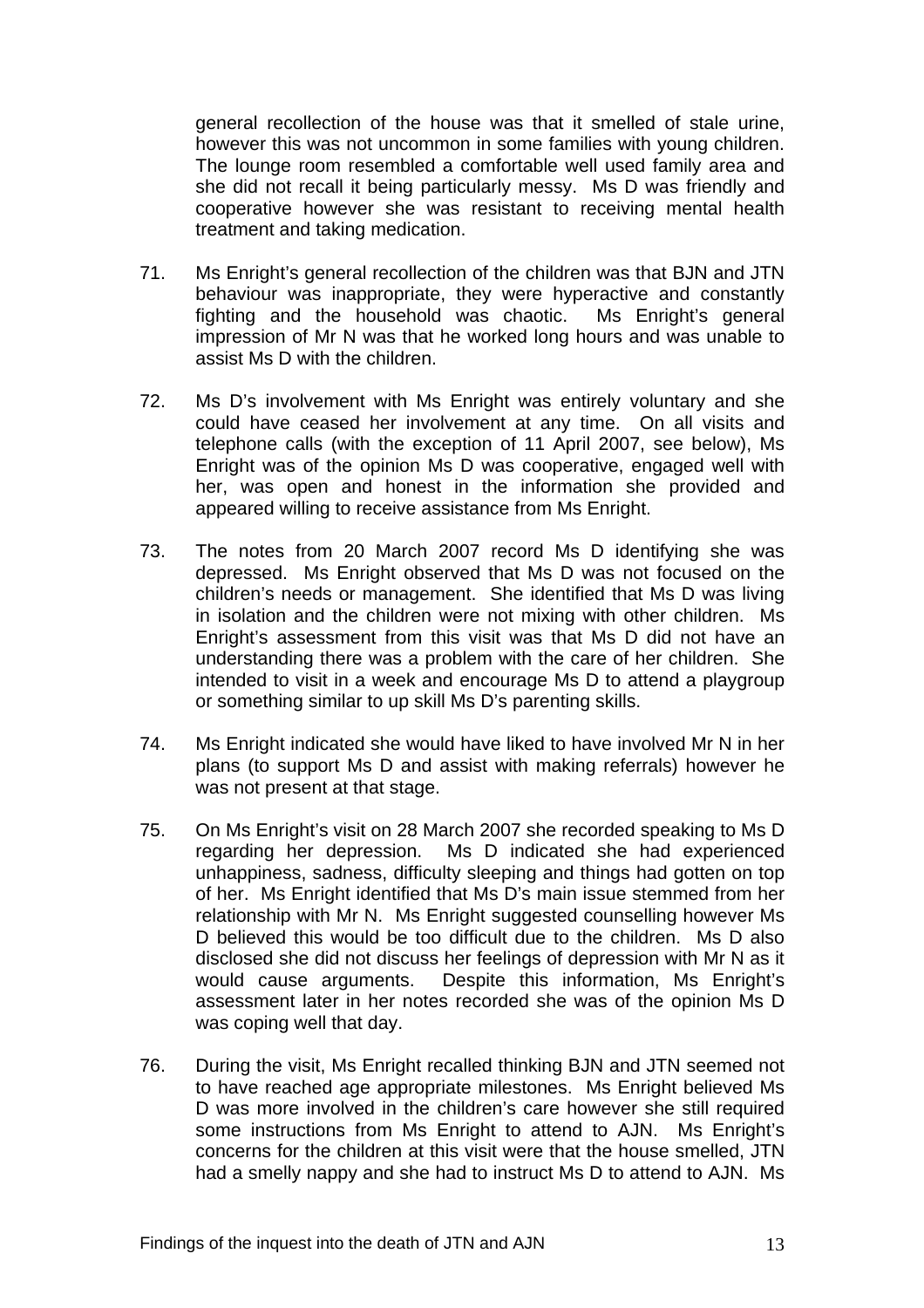general recollection of the house was that it smelled of stale urine, however this was not uncommon in some families with young children. The lounge room resembled a comfortable well used family area and she did not recall it being particularly messy. Ms D was friendly and cooperative however she was resistant to receiving mental health treatment and taking medication.

71. Ms Enright's general recollection of the children was that BJN and JTN behaviour was inappropriate, they were hyperactive and constantly fighting and the household was chaotic. Ms Enright's general impression of Mr N was that he worked long hours and was unable to assist Ms D with the children.

72. Ms D's involvement with Ms Enright was entirely voluntary and she could have ceased her involvement at any time. On all visits and telephone calls (with the exception of 11 April 2007, see below), Ms Enright was of the opinion Ms D was cooperative, engaged well with her, was open and honest in the information she provided and appeared willing to receive assistance from Ms Enright.

73. The notes from 20 March 2007 record Ms D identifying she was depressed. Ms Enright observed that Ms D was not focused on the children's needs or management. She identified that Ms D was living in isolation and the children were not mixing with other children. Ms Enright's assessment from this visit was that Ms D did not have an understanding there was a problem with the care of her children. She intended to visit in a week and encourage Ms D to attend a playgroup or something similar to up skill Ms D's parenting skills.

74. Ms Enright indicated she would have liked to have involved Mr N in her plans (to support Ms D and assist with making referrals) however he was not present at that stage.

75. On Ms Enright's visit on 28 March 2007 she recorded speaking to Ms D regarding her depression. Ms D indicated she had experienced unhappiness, sadness, difficulty sleeping and things had gotten on top of her. Ms Enright identified that Ms D's main issue stemmed from her relationship with Mr N. Ms Enright suggested counselling however Ms D believed this would be too difficult due to the children. Ms D also disclosed she did not discuss her feelings of depression with Mr N as it would cause arguments. Despite this information, Ms Enright's assessment later in her notes recorded she was of the opinion Ms D was coping well that day.

76. During the visit, Ms Enright recalled thinking BJN and JTN seemed not to have reached age appropriate milestones. Ms Enright believed Ms D was more involved in the children's care however she still required some instructions from Ms Enright to attend to AJN. Ms Enright's concerns for the children at this visit were that the house smelled, JTN had a smelly nappy and she had to instruct Ms D to attend to AJN. Ms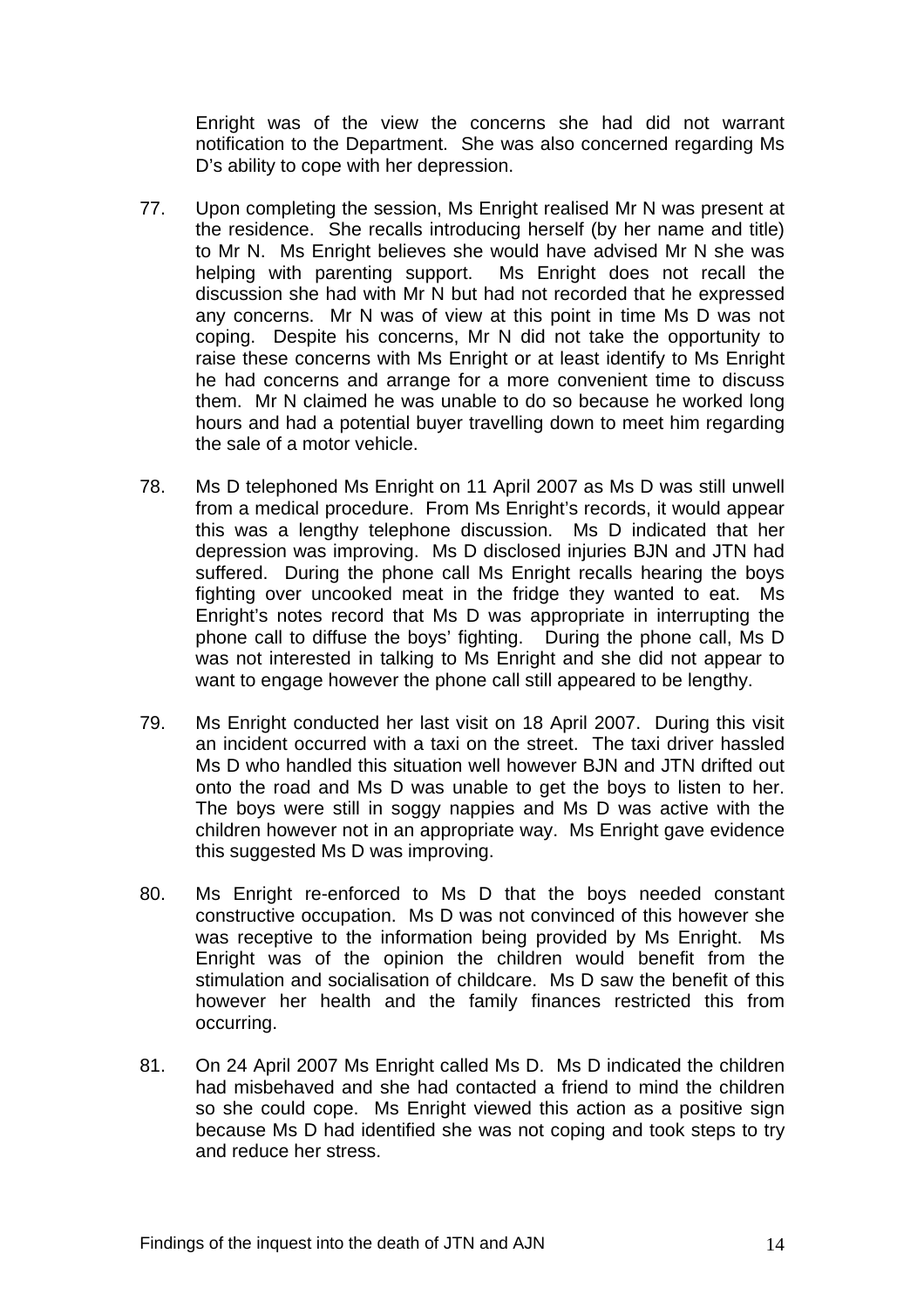Enright was of the view the concerns she had did not warrant notification to the Department. She was also concerned regarding Ms D's ability to cope with her depression.

77. Upon completing the session, Ms Enright realised Mr N was present at the residence. She recalls introducing herself (by her name and title) to Mr N. Ms Enright believes she would have advised Mr N she was helping with parenting support. Ms Enright does not recall the discussion she had with Mr N but had not recorded that he expressed any concerns. Mr N was of view at this point in time Ms D was not coping. Despite his concerns, Mr N did not take the opportunity to raise these concerns with Ms Enright or at least identify to Ms Enright he had concerns and arrange for a more convenient time to discuss them. Mr N claimed he was unable to do so because he worked long hours and had a potential buyer travelling down to meet him regarding the sale of a motor vehicle.

78. Ms D telephoned Ms Enright on 11 April 2007 as Ms D was still unwell from a medical procedure. From Ms Enright's records, it would appear this was a lengthy telephone discussion. Ms D indicated that her depression was improving. Ms D disclosed injuries BJN and JTN had suffered. During the phone call Ms Enright recalls hearing the boys fighting over uncooked meat in the fridge they wanted to eat. Ms Enright's notes record that Ms D was appropriate in interrupting the phone call to diffuse the boys' fighting. During the phone call, Ms D was not interested in talking to Ms Enright and she did not appear to want to engage however the phone call still appeared to be lengthy.

79. Ms Enright conducted her last visit on 18 April 2007. During this visit an incident occurred with a taxi on the street. The taxi driver hassled Ms D who handled this situation well however BJN and JTN drifted out onto the road and Ms D was unable to get the boys to listen to her. The boys were still in soggy nappies and Ms D was active with the children however not in an appropriate way. Ms Enright gave evidence this suggested Ms D was improving.

80. Ms Enright re-enforced to Ms D that the boys needed constant constructive occupation. Ms D was not convinced of this however she was receptive to the information being provided by Ms Enright. Ms Enright was of the opinion the children would benefit from the stimulation and socialisation of childcare. Ms D saw the benefit of this however her health and the family finances restricted this from occurring.

81. On 24 April 2007 Ms Enright called Ms D. Ms D indicated the children had misbehaved and she had contacted a friend to mind the children so she could cope. Ms Enright viewed this action as a positive sign because Ms D had identified she was not coping and took steps to try and reduce her stress.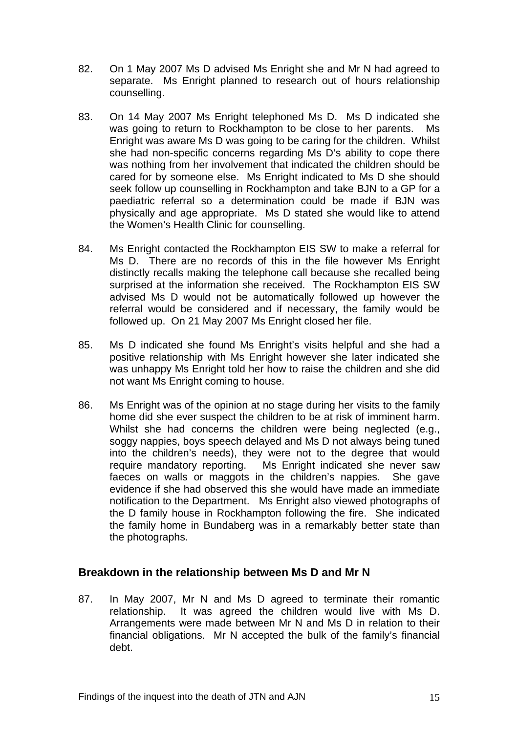82. On 1 May 2007 Ms D advised Ms Enright she and Mr N had agreed to separate. Ms Enright planned to research out of hours relationship counselling.

83. On 14 May 2007 Ms Enright telephoned Ms D. Ms D indicated she was going to return to Rockhampton to be close to her parents. Ms Enright was aware Ms D was going to be caring for the children. Whilst she had non-specific concerns regarding Ms D's ability to cope there was nothing from her involvement that indicated the children should be cared for by someone else. Ms Enright indicated to Ms D she should seek follow up counselling in Rockhampton and take BJN to a GP for a paediatric referral so a determination could be made if BJN was physically and age appropriate. Ms D stated she would like to attend the Women's Health Clinic for counselling.

84. Ms Enright contacted the Rockhampton EIS SW to make a referral for Ms D. There are no records of this in the file however Ms Enright distinctly recalls making the telephone call because she recalled being surprised at the information she received. The Rockhampton EIS SW advised Ms D would not be automatically followed up however the referral would be considered and if necessary, the family would be followed up. On 21 May 2007 Ms Enright closed her file.

85. Ms D indicated she found Ms Enright's visits helpful and she had a positive relationship with Ms Enright however she later indicated she was unhappy Ms Enright told her how to raise the children and she did not want Ms Enright coming to house.

86. Ms Enright was of the opinion at no stage during her visits to the family home did she ever suspect the children to be at risk of imminent harm. Whilst she had concerns the children were being neglected (e.g., soggy nappies, boys speech delayed and Ms D not always being tuned into the children's needs), they were not to the degree that would require mandatory reporting. Ms Enright indicated she never saw faeces on walls or maggots in the children's nappies. She gave evidence if she had observed this she would have made an immediate notification to the Department. Ms Enright also viewed photographs of the D family house in Rockhampton following the fire. She indicated the family home in Bundaberg was in a remarkably better state than the photographs.

### Breakdown in the relationship between Ms D and Mr N

87. In May 2007, Mr N and Ms D agreed to terminate their romantic relationship. It was agreed the children would live with Ms D. Arrangements were made between Mr N and Ms D in relation to their financial obligations. Mr N accepted the bulk of the family's financial debt.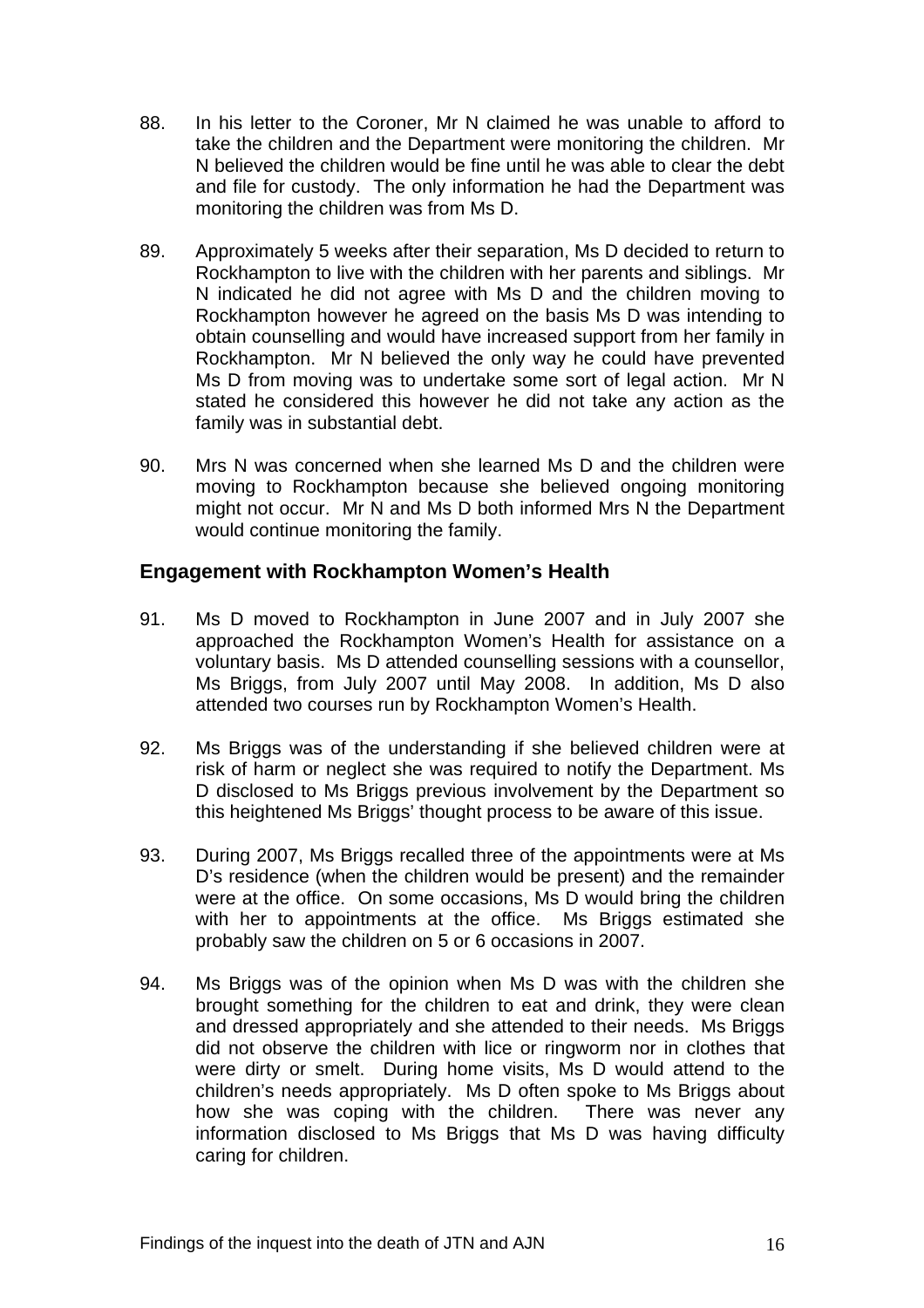88. In his letter to the Coroner, Mr N claimed he was unable to afford to take the children and the Department were monitoring the children. Mr N believed the children would be fine until he was able to clear the debt and file for custody. The only information he had the Department was monitoring the children was from Ms D.

89. Approximately 5 weeks after their separation, Ms D decided to return to Rockhampton to live with the children with her parents and siblings. Mr N indicated he did not agree with Ms D and the children moving to Rockhampton however he agreed on the basis Ms D was intending to obtain counselling and would have increased support from her family in Rockhampton. Mr N believed the only way he could have prevented Ms D from moving was to undertake some sort of legal action. Mr N stated he considered this however he did not take any action as the family was in substantial debt.

90. Mrs N was concerned when she learned Ms D and the children were moving to Rockhampton because she believed ongoing monitoring might not occur. Mr N and Ms D both informed Mrs N the Department would continue monitoring the family.

### Engagement with Rockhampton Women's Health

91. Ms D moved to Rockhampton in June 2007 and in July 2007 she approached the Rockhampton Women's Health for assistance on a voluntary basis. Ms D attended counselling sessions with a counsellor, Ms Briggs, from July 2007 until May 2008. In addition, Ms D also attended two courses run by Rockhampton Women's Health.

92. Ms Briggs was of the understanding if she believed children were at risk of harm or neglect she was required to notify the Department. Ms D disclosed to Ms Briggs previous involvement by the Department so this heightened Ms Briggs' thought process to be aware of this issue.

93. During 2007, Ms Briggs recalled three of the appointments were at Ms D's residence (when the children would be present) and the remainder were at the office. On some occasions, Ms D would bring the children with her to appointments at the office. Ms Briggs estimated she probably saw the children on 5 or 6 occasions in 2007.

94. Ms Briggs was of the opinion when Ms D was with the children she brought something for the children to eat and drink, they were clean and dressed appropriately and she attended to their needs. Ms Briggs did not observe the children with lice or ringworm nor in clothes that were dirty or smelt. During home visits, Ms D would attend to the children's needs appropriately. Ms D often spoke to Ms Briggs about how she was coping with the children. There was never any information disclosed to Ms Briggs that Ms D was having difficulty caring for children.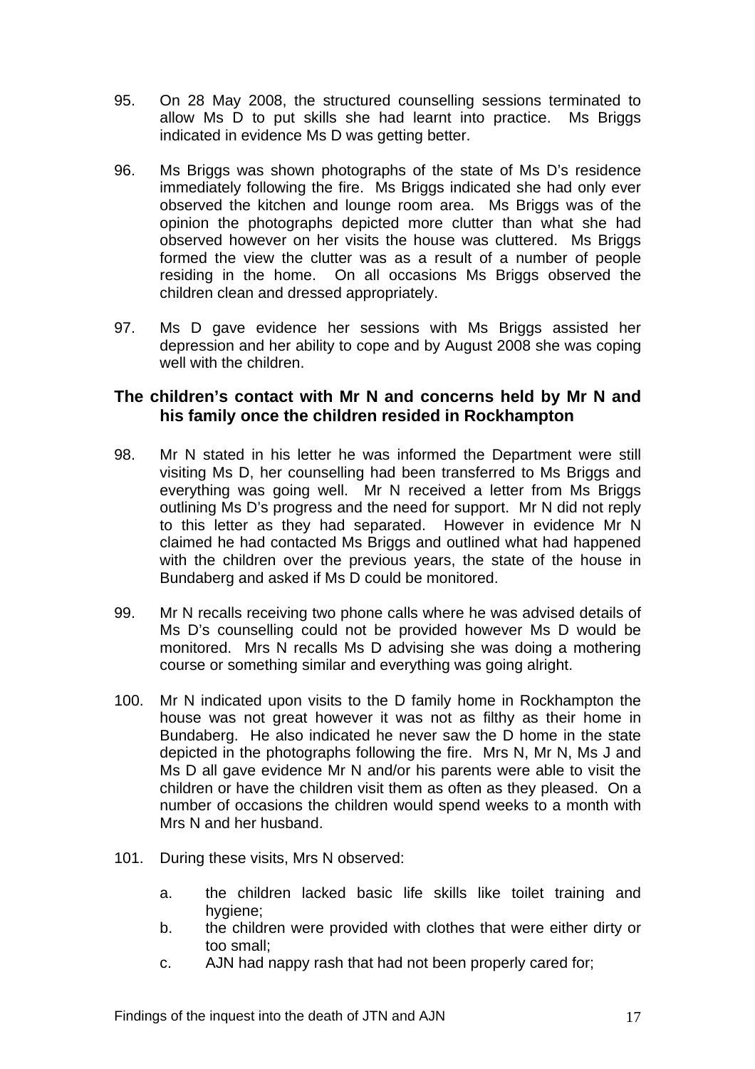95. On 28 May 2008, the structured counselling sessions terminated to allow Ms D to put skills she had learnt into practice. Ms Briggs indicated in evidence Ms D was getting better.

96. Ms Briggs was shown photographs of the state of Ms D's residence immediately following the fire. Ms Briggs indicated she had only ever observed the kitchen and lounge room area. Ms Briggs was of the opinion the photographs depicted more clutter than what she had observed however on her visits the house was cluttered. Ms Briggs formed the view the clutter was as a result of a number of people residing in the home. On all occasions Ms Briggs observed the children clean and dressed appropriately.

97. Ms D gave evidence her sessions with Ms Briggs assisted her depression and her ability to cope and by August 2008 she was coping well with the children.

### The children's contact with Mr N and concerns held by Mr N and his family once the children resided in Rockhampton

98. Mr N stated in his letter he was informed the Department were still visiting Ms D, her counselling had been transferred to Ms Briggs and everything was going well. Mr N received a letter from Ms Briggs outlining Ms D's progress and the need for support. Mr N did not reply to this letter as they had separated. However in evidence Mr N claimed he had contacted Ms Briggs and outlined what had happened with the children over the previous years, the state of the house in Bundaberg and asked if Ms D could be monitored.

99. Mr N recalls receiving two phone calls where he was advised details of Ms D's counselling could not be provided however Ms D would be monitored. Mrs N recalls Ms D advising she was doing a mothering course or something similar and everything was going alright.

100. Mr N indicated upon visits to the D family home in Rockhampton the house was not great however it was not as filthy as their home in Bundaberg. He also indicated he never saw the D home in the state depicted in the photographs following the fire. Mrs N, Mr N, Ms J and Ms D all gave evidence Mr N and/or his parents were able to visit the children or have the children visit them as often as they pleased. On a number of occasions the children would spend weeks to a month with Mrs N and her husband.

101. During these visits, Mrs N observed:

    a. the children lacked basic life skills like toilet training and hygiene;
    b. the children were provided with clothes that were either dirty or too small;
    c. AJN had nappy rash that had not been properly cared for;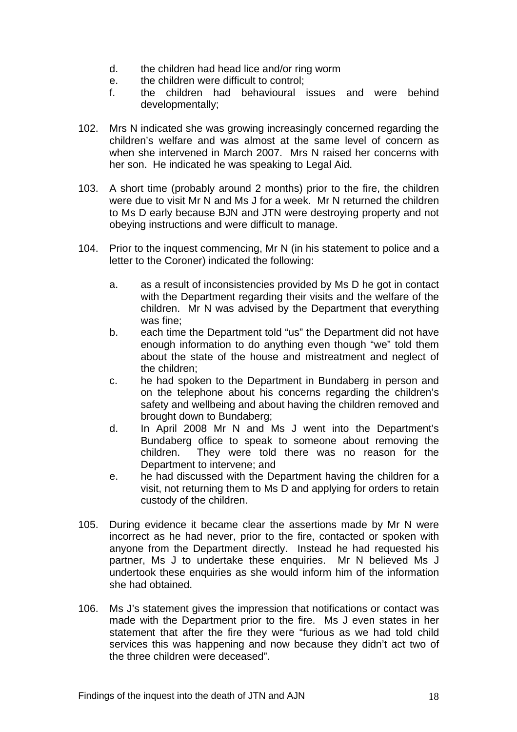d. the children had head lice and/or ring worm
e. the children were difficult to control;
f. the children had behavioural issues and were behind developmentally;

102. Mrs N indicated she was growing increasingly concerned regarding the children's welfare and was almost at the same level of concern as when she intervened in March 2007. Mrs N raised her concerns with her son. He indicated he was speaking to Legal Aid.

103. A short time (probably around 2 months) prior to the fire, the children were due to visit Mr N and Ms J for a week. Mr N returned the children to Ms D early because BJN and JTN were destroying property and not obeying instructions and were difficult to manage.

104. Prior to the inquest commencing, Mr N (in his statement to police and a letter to the Coroner) indicated the following:

    a. as a result of inconsistencies provided by Ms D he got in contact with the Department regarding their visits and the welfare of the children. Mr N was advised by the Department that everything was fine;
    b. each time the Department told "us" the Department did not have enough information to do anything even though "we" told them about the state of the house and mistreatment and neglect of the children;
    c. he had spoken to the Department in Bundaberg in person and on the telephone about his concerns regarding the children's safety and wellbeing and about having the children removed and brought down to Bundaberg;
    d. In April 2008 Mr N and Ms J went into the Department's Bundaberg office to speak to someone about removing the children. They were told there was no reason for the Department to intervene; and
    e. he had discussed with the Department having the children for a visit, not returning them to Ms D and applying for orders to retain custody of the children.

105. During evidence it became clear the assertions made by Mr N were incorrect as he had never, prior to the fire, contacted or spoken with anyone from the Department directly. Instead he had requested his partner, Ms J to undertake these enquiries. Mr N believed Ms J undertook these enquiries as she would inform him of the information she had obtained.

106. Ms J's statement gives the impression that notifications or contact was made with the Department prior to the fire. Ms J even states in her statement that after the fire they were "furious as we had told child services this was happening and now because they didn't act two of the three children were deceased".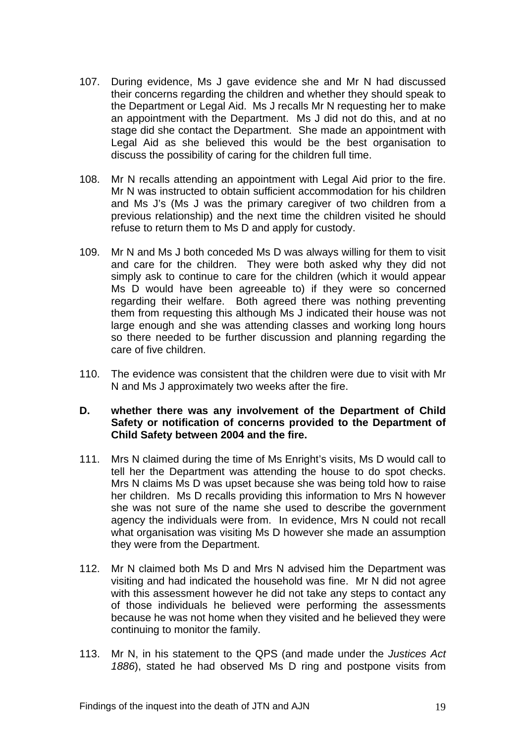107. During evidence, Ms J gave evidence she and Mr N had discussed their concerns regarding the children and whether they should speak to the Department or Legal Aid. Ms J recalls Mr N requesting her to make an appointment with the Department. Ms J did not do this, and at no stage did she contact the Department. She made an appointment with Legal Aid as she believed this would be the best organisation to discuss the possibility of caring for the children full time.

108. Mr N recalls attending an appointment with Legal Aid prior to the fire. Mr N was instructed to obtain sufficient accommodation for his children and Ms J's (Ms J was the primary caregiver of two children from a previous relationship) and the next time the children visited he should refuse to return them to Ms D and apply for custody.

109. Mr N and Ms J both conceded Ms D was always willing for them to visit and care for the children. They were both asked why they did not simply ask to continue to care for the children (which it would appear Ms D would have been agreeable to) if they were so concerned regarding their welfare. Both agreed there was nothing preventing them from requesting this although Ms J indicated their house was not large enough and she was attending classes and working long hours so there needed to be further discussion and planning regarding the care of five children.

110. The evidence was consistent that the children were due to visit with Mr N and Ms J approximately two weeks after the fire.

**D. whether there was any involvement of the Department of Child Safety or notification of concerns provided to the Department of Child Safety between 2004 and the fire.**

111. Mrs N claimed during the time of Ms Enright's visits, Ms D would call to tell her the Department was attending the house to do spot checks. Mrs N claims Ms D was upset because she was being told how to raise her children. Ms D recalls providing this information to Mrs N however she was not sure of the name she used to describe the government agency the individuals were from. In evidence, Mrs N could not recall what organisation was visiting Ms D however she made an assumption they were from the Department.

112. Mr N claimed both Ms D and Mrs N advised him the Department was visiting and had indicated the household was fine. Mr N did not agree with this assessment however he did not take any steps to contact any of those individuals he believed were performing the assessments because he was not home when they visited and he believed they were continuing to monitor the family.

113. Mr N, in his statement to the QPS (and made under the *Justices Act 1886*), stated he had observed Ms D ring and postpone visits from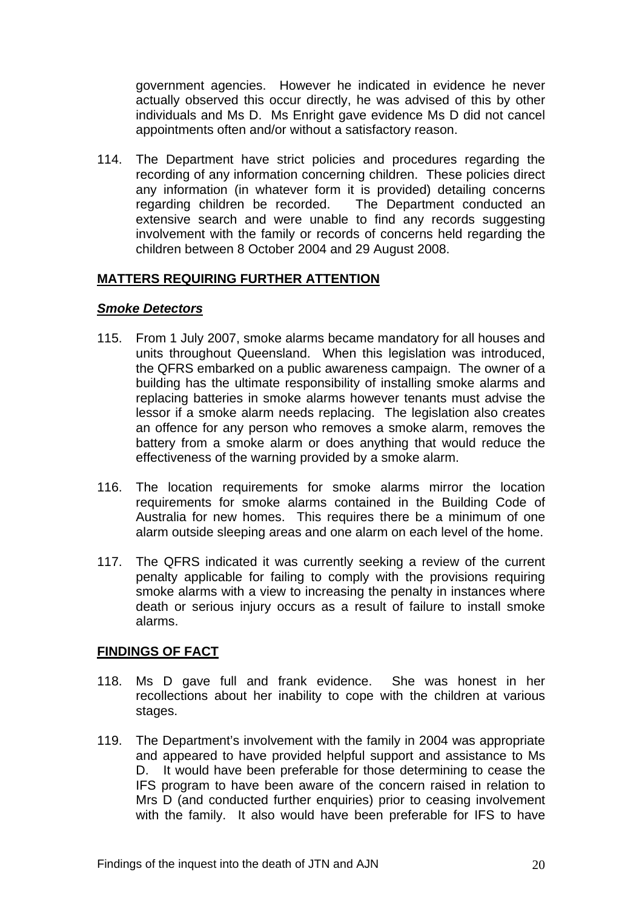government agencies. However he indicated in evidence he never actually observed this occur directly, he was advised of this by other individuals and Ms D. Ms Enright gave evidence Ms D did not cancel appointments often and/or without a satisfactory reason.

114. The Department have strict policies and procedures regarding the recording of any information concerning children. These policies direct any information (in whatever form it is provided) detailing concerns regarding children be recorded. The Department conducted an extensive search and were unable to find any records suggesting involvement with the family or records of concerns held regarding the children between 8 October 2004 and 29 August 2008.

## MATTERS REQUIRING FURTHER ATTENTION

### *Smoke Detectors*

115. From 1 July 2007, smoke alarms became mandatory for all houses and units throughout Queensland. When this legislation was introduced, the QFRS embarked on a public awareness campaign. The owner of a building has the ultimate responsibility of installing smoke alarms and replacing batteries in smoke alarms however tenants must advise the lessor if a smoke alarm needs replacing. The legislation also creates an offence for any person who removes a smoke alarm, removes the battery from a smoke alarm or does anything that would reduce the effectiveness of the warning provided by a smoke alarm.

116. The location requirements for smoke alarms mirror the location requirements for smoke alarms contained in the Building Code of Australia for new homes. This requires there be a minimum of one alarm outside sleeping areas and one alarm on each level of the home.

117. The QFRS indicated it was currently seeking a review of the current penalty applicable for failing to comply with the provisions requiring smoke alarms with a view to increasing the penalty in instances where death or serious injury occurs as a result of failure to install smoke alarms.

## FINDINGS OF FACT

118. Ms D gave full and frank evidence. She was honest in her recollections about her inability to cope with the children at various stages.

119. The Department's involvement with the family in 2004 was appropriate and appeared to have provided helpful support and assistance to Ms D. It would have been preferable for those determining to cease the IFS program to have been aware of the concern raised in relation to Mrs D (and conducted further enquiries) prior to ceasing involvement with the family. It also would have been preferable for IFS to have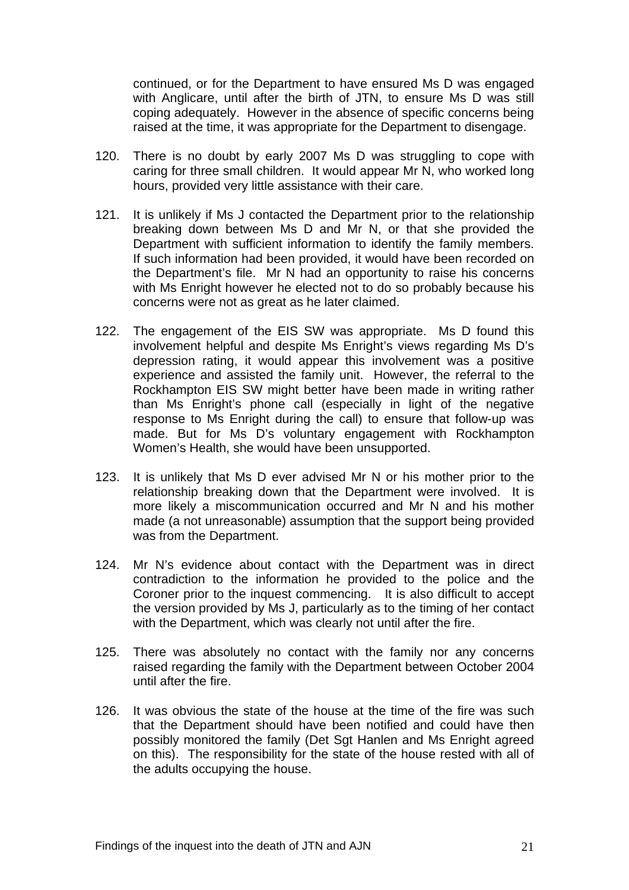continued, or for the Department to have ensured Ms D was engaged with Anglicare, until after the birth of JTN, to ensure Ms D was still coping adequately. However in the absence of specific concerns being raised at the time, it was appropriate for the Department to disengage.

120. There is no doubt by early 2007 Ms D was struggling to cope with caring for three small children. It would appear Mr N, who worked long hours, provided very little assistance with their care.

121. It is unlikely if Ms J contacted the Department prior to the relationship breaking down between Ms D and Mr N, or that she provided the Department with sufficient information to identify the family members. If such information had been provided, it would have been recorded on the Department's file. Mr N had an opportunity to raise his concerns with Ms Enright however he elected not to do so probably because his concerns were not as great as he later claimed.

122. The engagement of the EIS SW was appropriate. Ms D found this involvement helpful and despite Ms Enright's views regarding Ms D's depression rating, it would appear this involvement was a positive experience and assisted the family unit. However, the referral to the Rockhampton EIS SW might better have been made in writing rather than Ms Enright's phone call (especially in light of the negative response to Ms Enright during the call) to ensure that follow-up was made. But for Ms D's voluntary engagement with Rockhampton Women's Health, she would have been unsupported.

123. It is unlikely that Ms D ever advised Mr N or his mother prior to the relationship breaking down that the Department were involved. It is more likely a miscommunication occurred and Mr N and his mother made (a not unreasonable) assumption that the support being provided was from the Department.

124. Mr N's evidence about contact with the Department was in direct contradiction to the information he provided to the police and the Coroner prior to the inquest commencing. It is also difficult to accept the version provided by Ms J, particularly as to the timing of her contact with the Department, which was clearly not until after the fire.

125. There was absolutely no contact with the family nor any concerns raised regarding the family with the Department between October 2004 until after the fire.

126. It was obvious the state of the house at the time of the fire was such that the Department should have been notified and could have then possibly monitored the family (Det Sgt Hanlen and Ms Enright agreed on this). The responsibility for the state of the house rested with all of the adults occupying the house.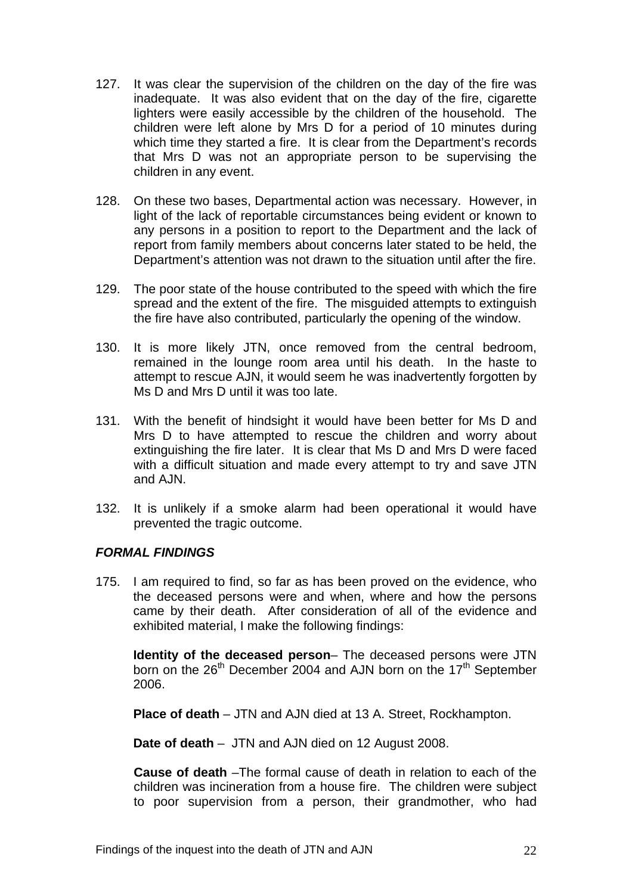127. It was clear the supervision of the children on the day of the fire was inadequate. It was also evident that on the day of the fire, cigarette lighters were easily accessible by the children of the household. The children were left alone by Mrs D for a period of 10 minutes during which time they started a fire. It is clear from the Department's records that Mrs D was not an appropriate person to be supervising the children in any event.

128. On these two bases, Departmental action was necessary. However, in light of the lack of reportable circumstances being evident or known to any persons in a position to report to the Department and the lack of report from family members about concerns later stated to be held, the Department's attention was not drawn to the situation until after the fire.

129. The poor state of the house contributed to the speed with which the fire spread and the extent of the fire. The misguided attempts to extinguish the fire have also contributed, particularly the opening of the window.

130. It is more likely JTN, once removed from the central bedroom, remained in the lounge room area until his death. In the haste to attempt to rescue AJN, it would seem he was inadvertently forgotten by Ms D and Mrs D until it was too late.

131. With the benefit of hindsight it would have been better for Ms D and Mrs D to have attempted to rescue the children and worry about extinguishing the fire later. It is clear that Ms D and Mrs D were faced with a difficult situation and made every attempt to try and save JTN and AJN.

132. It is unlikely if a smoke alarm had been operational it would have prevented the tragic outcome.

### *FORMAL FINDINGS*

175. I am required to find, so far as has been proved on the evidence, who the deceased persons were and when, where and how the persons came by their death. After consideration of all of the evidence and exhibited material, I make the following findings:

**Identity of the deceased person**– The deceased persons were JTN born on the 26th December 2004 and AJN born on the 17th September 2006.

**Place of death** – JTN and AJN died at 13 A. Street, Rockhampton.

**Date of death** – JTN and AJN died on 12 August 2008.

**Cause of death** –The formal cause of death in relation to each of the children was incineration from a house fire. The children were subject to poor supervision from a person, their grandmother, who had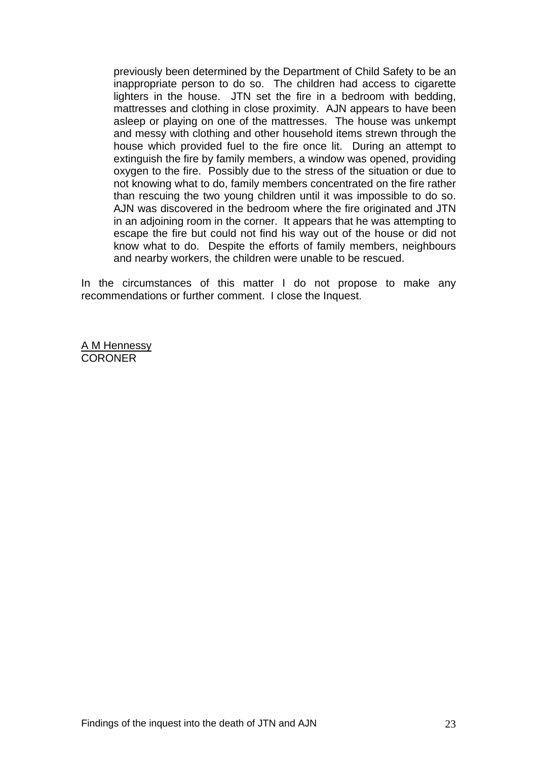previously been determined by the Department of Child Safety to be an inappropriate person to do so. The children had access to cigarette lighters in the house. JTN set the fire in a bedroom with bedding, mattresses and clothing in close proximity. AJN appears to have been asleep or playing on one of the mattresses. The house was unkempt and messy with clothing and other household items strewn through the house which provided fuel to the fire once lit. During an attempt to extinguish the fire by family members, a window was opened, providing oxygen to the fire. Possibly due to the stress of the situation or due to not knowing what to do, family members concentrated on the fire rather than rescuing the two young children until it was impossible to do so. AJN was discovered in the bedroom where the fire originated and JTN in an adjoining room in the corner. It appears that he was attempting to escape the fire but could not find his way out of the house or did not know what to do. Despite the efforts of family members, neighbours and nearby workers, the children were unable to be rescued.

In the circumstances of this matter I do not propose to make any recommendations or further comment. I close the Inquest.

A M Hennessy
CORONER